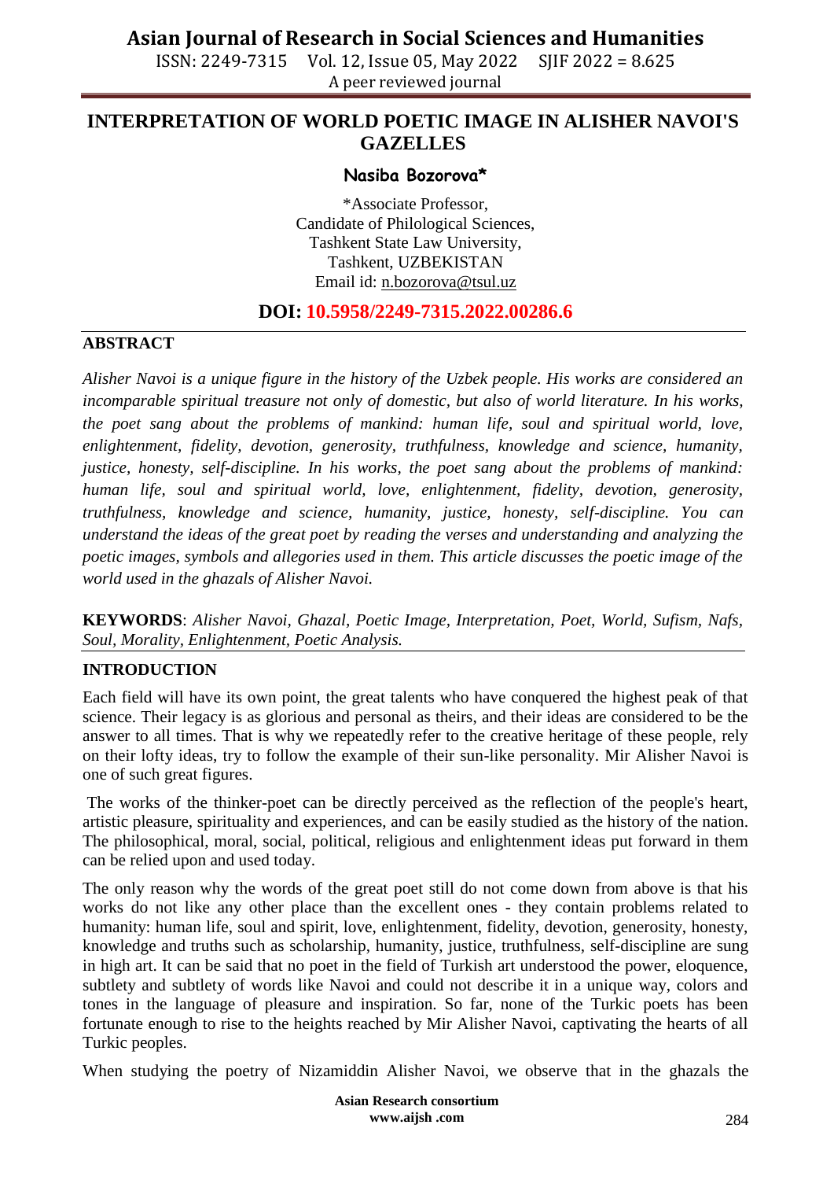# INTERPRETATION OF WORLD POETIC IMAGE IN ALISHER NAVOI'S GAZELLES

**Nasiba Bozorova***

*Associate Professor,
Candidate of Philological Sciences,
Tashkent State Law University,
Tashkent, UZBEKISTAN
Email id: n.bozorova@tsul.uz

**DOI: 10.5958/2249-7315.2022.00286.6**

## ABSTRACT

*Alisher Navoi is a unique figure in the history of the Uzbek people. His works are considered an incomparable spiritual treasure not only of domestic, but also of world literature. In his works, the poet sang about the problems of mankind: human life, soul and spiritual world, love, enlightenment, fidelity, devotion, generosity, truthfulness, knowledge and science, humanity, justice, honesty, self-discipline. In his works, the poet sang about the problems of mankind: human life, soul and spiritual world, love, enlightenment, fidelity, devotion, generosity, truthfulness, knowledge and science, humanity, justice, honesty, self-discipline. You can understand the ideas of the great poet by reading the verses and understanding and analyzing the poetic images, symbols and allegories used in them. This article discusses the poetic image of the world used in the ghazals of Alisher Navoi.*

**KEYWORDS**: *Alisher Navoi, Ghazal, Poetic Image, Interpretation, Poet, World, Sufism, Nafs, Soul, Morality, Enlightenment, Poetic Analysis.*

## INTRODUCTION

Each field will have its own point, the great talents who have conquered the highest peak of that science. Their legacy is as glorious and personal as theirs, and their ideas are considered to be the answer to all times. That is why we repeatedly refer to the creative heritage of these people, rely on their lofty ideas, try to follow the example of their sun-like personality. Mir Alisher Navoi is one of such great figures.

The works of the thinker-poet can be directly perceived as the reflection of the people's heart, artistic pleasure, spirituality and experiences, and can be easily studied as the history of the nation. The philosophical, moral, social, political, religious and enlightenment ideas put forward in them can be relied upon and used today.

The only reason why the words of the great poet still do not come down from above is that his works do not like any other place than the excellent ones - they contain problems related to humanity: human life, soul and spirit, love, enlightenment, fidelity, devotion, generosity, honesty, knowledge and truths such as scholarship, humanity, justice, truthfulness, self-discipline are sung in high art. It can be said that no poet in the field of Turkish art understood the power, eloquence, subtlety and subtlety of words like Navoi and could not describe it in a unique way, colors and tones in the language of pleasure and inspiration. So far, none of the Turkic poets has been fortunate enough to rise to the heights reached by Mir Alisher Navoi, captivating the hearts of all Turkic peoples.

When studying the poetry of Nizamiddin Alisher Navoi, we observe that in the ghazals the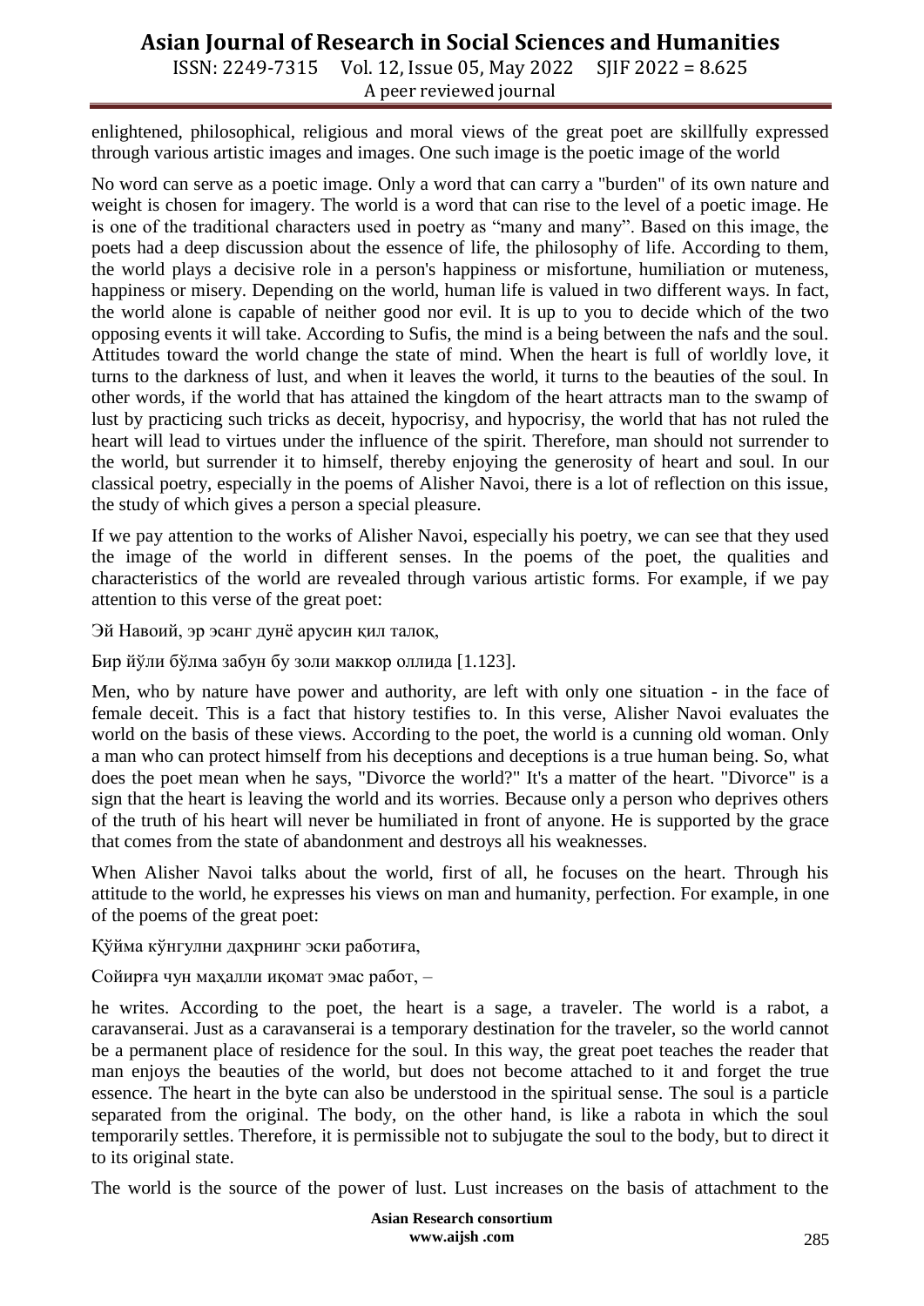enlightened, philosophical, religious and moral views of the great poet are skillfully expressed through various artistic images and images. One such image is the poetic image of the world

No word can serve as a poetic image. Only a word that can carry a "burden" of its own nature and weight is chosen for imagery. The world is a word that can rise to the level of a poetic image. He is one of the traditional characters used in poetry as "many and many". Based on this image, the poets had a deep discussion about the essence of life, the philosophy of life. According to them, the world plays a decisive role in a person's happiness or misfortune, humiliation or muteness, happiness or misery. Depending on the world, human life is valued in two different ways. In fact, the world alone is capable of neither good nor evil. It is up to you to decide which of the two opposing events it will take. According to Sufis, the mind is a being between the nafs and the soul. Attitudes toward the world change the state of mind. When the heart is full of worldly love, it turns to the darkness of lust, and when it leaves the world, it turns to the beauties of the soul. In other words, if the world that has attained the kingdom of the heart attracts man to the swamp of lust by practicing such tricks as deceit, hypocrisy, and hypocrisy, the world that has not ruled the heart will lead to virtues under the influence of the spirit. Therefore, man should not surrender to the world, but surrender it to himself, thereby enjoying the generosity of heart and soul. In our classical poetry, especially in the poems of Alisher Navoi, there is a lot of reflection on this issue, the study of which gives a person a special pleasure.

If we pay attention to the works of Alisher Navoi, especially his poetry, we can see that they used the image of the world in different senses. In the poems of the poet, the qualities and characteristics of the world are revealed through various artistic forms. For example, if we pay attention to this verse of the great poet:

Эй Навоий, эр эсанг дунё арусин қил талоқ,

Бир йўли бўлма забун бу золи маккор оллида [1.123].

Men, who by nature have power and authority, are left with only one situation - in the face of female deceit. This is a fact that history testifies to. In this verse, Alisher Navoi evaluates the world on the basis of these views. According to the poet, the world is a cunning old woman. Only a man who can protect himself from his deceptions and deceptions is a true human being. So, what does the poet mean when he says, "Divorce the world?" It's a matter of the heart. "Divorce" is a sign that the heart is leaving the world and its worries. Because only a person who deprives others of the truth of his heart will never be humiliated in front of anyone. He is supported by the grace that comes from the state of abandonment and destroys all his weaknesses.

When Alisher Navoi talks about the world, first of all, he focuses on the heart. Through his attitude to the world, he expresses his views on man and humanity, perfection. For example, in one of the poems of the great poet:

Қўйма кўнгулни даҳрнинг эски работиға,

Сойирға чун маҳалли иқомат эмас работ, –

he writes. According to the poet, the heart is a sage, a traveler. The world is a rabot, a caravanserai. Just as a caravanserai is a temporary destination for the traveler, so the world cannot be a permanent place of residence for the soul. In this way, the great poet teaches the reader that man enjoys the beauties of the world, but does not become attached to it and forget the true essence. The heart in the byte can also be understood in the spiritual sense. The soul is a particle separated from the original. The body, on the other hand, is like a rabota in which the soul temporarily settles. Therefore, it is permissible not to subjugate the soul to the body, but to direct it to its original state.

The world is the source of the power of lust. Lust increases on the basis of attachment to the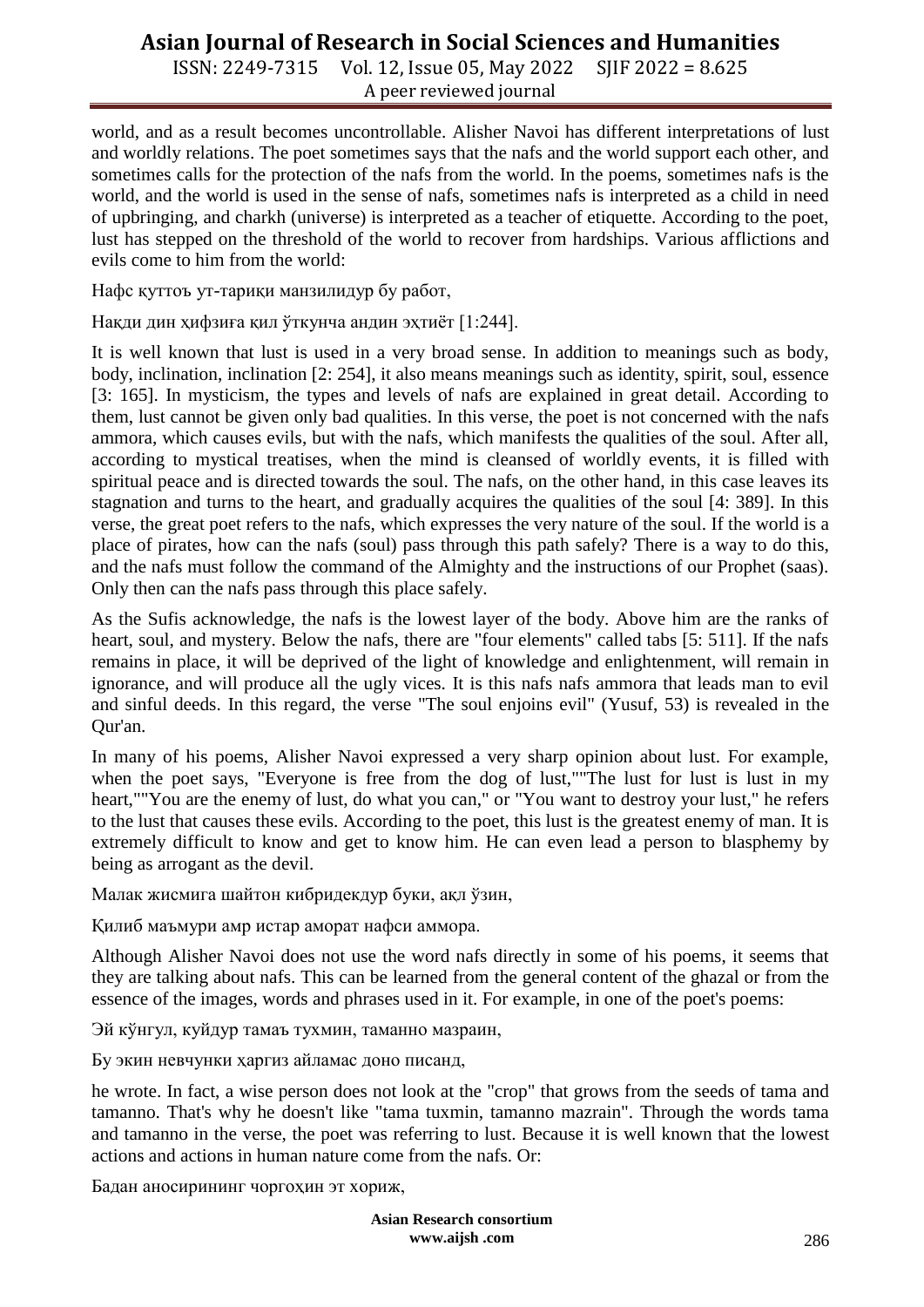world, and as a result becomes uncontrollable. Alisher Navoi has different interpretations of lust and worldly relations. The poet sometimes says that the nafs and the world support each other, and sometimes calls for the protection of the nafs from the world. In the poems, sometimes nafs is the world, and the world is used in the sense of nafs, sometimes nafs is interpreted as a child in need of upbringing, and charkh (universe) is interpreted as a teacher of etiquette. According to the poet, lust has stepped on the threshold of the world to recover from hardships. Various afflictions and evils come to him from the world:

Нафс қуттоъ ут-тариқи манзилидур бу работ,

Нақди дин ҳифзиға қил ўткунча андин эҳтиёт [1:244].

It is well known that lust is used in a very broad sense. In addition to meanings such as body, body, inclination, inclination [2: 254], it also means meanings such as identity, spirit, soul, essence [3: 165]. In mysticism, the types and levels of nafs are explained in great detail. According to them, lust cannot be given only bad qualities. In this verse, the poet is not concerned with the nafs ammora, which causes evils, but with the nafs, which manifests the qualities of the soul. After all, according to mystical treatises, when the mind is cleansed of worldly events, it is filled with spiritual peace and is directed towards the soul. The nafs, on the other hand, in this case leaves its stagnation and turns to the heart, and gradually acquires the qualities of the soul [4: 389]. In this verse, the great poet refers to the nafs, which expresses the very nature of the soul. If the world is a place of pirates, how can the nafs (soul) pass through this path safely? There is a way to do this, and the nafs must follow the command of the Almighty and the instructions of our Prophet (saas). Only then can the nafs pass through this place safely.

As the Sufis acknowledge, the nafs is the lowest layer of the body. Above him are the ranks of heart, soul, and mystery. Below the nafs, there are "four elements" called tabs [5: 511]. If the nafs remains in place, it will be deprived of the light of knowledge and enlightenment, will remain in ignorance, and will produce all the ugly vices. It is this nafs nafs ammora that leads man to evil and sinful deeds. In this regard, the verse "The soul enjoins evil" (Yusuf, 53) is revealed in the Qur'an.

In many of his poems, Alisher Navoi expressed a very sharp opinion about lust. For example, when the poet says, "Everyone is free from the dog of lust,""The lust for lust is lust in my heart,""You are the enemy of lust, do what you can," or "You want to destroy your lust," he refers to the lust that causes these evils. According to the poet, this lust is the greatest enemy of man. It is extremely difficult to know and get to know him. He can even lead a person to blasphemy by being as arrogant as the devil.

Малак жисмига шайтон кибридекдур буки, ақл ўзин,

Қилиб маъмури амр истар аморат нафси аммора.

Although Alisher Navoi does not use the word nafs directly in some of his poems, it seems that they are talking about nafs. This can be learned from the general content of the ghazal or from the essence of the images, words and phrases used in it. For example, in one of the poet's poems:

Эй кўнгул, куйдур тамаъ тухмин, таманно мазраин,

Бу экин невчунки ҳаргиз айламас доно писанд,

he wrote. In fact, a wise person does not look at the "crop" that grows from the seeds of tama and tamanno. That's why he doesn't like "tama tuxmin, tamanno mazrain". Through the words tama and tamanno in the verse, the poet was referring to lust. Because it is well known that the lowest actions and actions in human nature come from the nafs. Or:

Бадан аносирининг чоргоҳин эт хориж,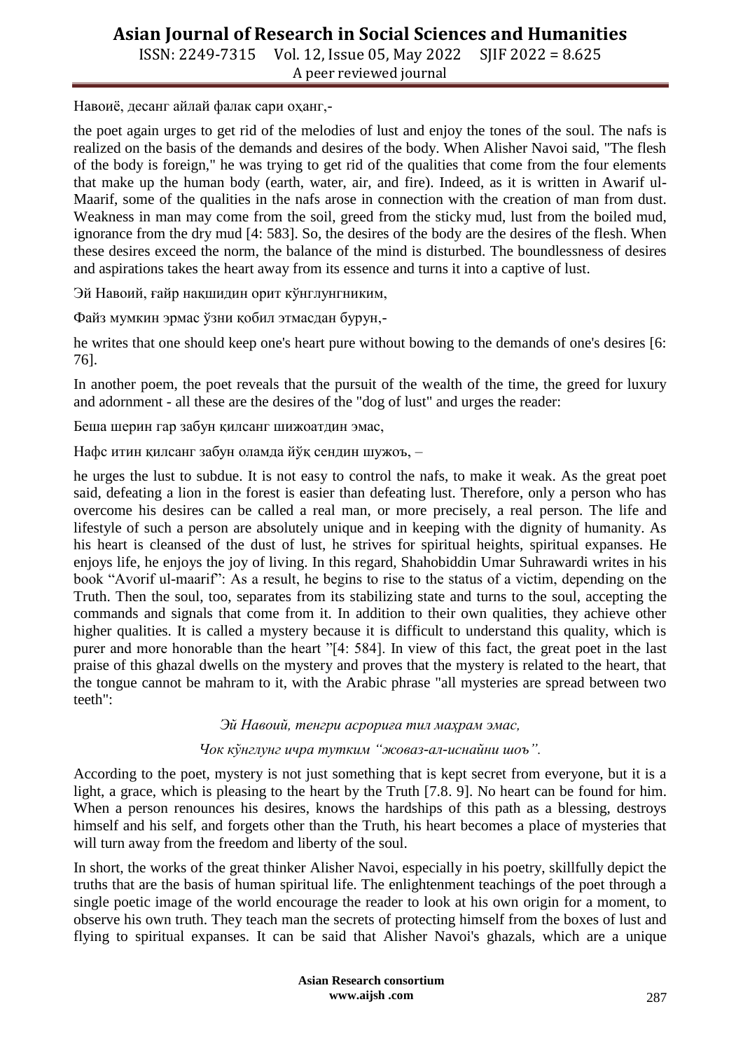Навоиё, десанг айлай фалак сари оҳанг,-

the poet again urges to get rid of the melodies of lust and enjoy the tones of the soul. The nafs is realized on the basis of the demands and desires of the body. When Alisher Navoi said, "The flesh of the body is foreign," he was trying to get rid of the qualities that come from the four elements that make up the human body (earth, water, air, and fire). Indeed, as it is written in Awarif ul-Maarif, some of the qualities in the nafs arose in connection with the creation of man from dust. Weakness in man may come from the soil, greed from the sticky mud, lust from the boiled mud, ignorance from the dry mud [4: 583]. So, the desires of the body are the desires of the flesh. When these desires exceed the norm, the balance of the mind is disturbed. The boundlessness of desires and aspirations takes the heart away from its essence and turns it into a captive of lust.

Эй Навоий, ғайр нақшидин орит кўнглунгниким,

Файз мумкин эрмас ўзни қобил этмасдан бурун,-

he writes that one should keep one's heart pure without bowing to the demands of one's desires [6: 76].

In another poem, the poet reveals that the pursuit of the wealth of the time, the greed for luxury and adornment - all these are the desires of the "dog of lust" and urges the reader:

Беша шерин гар забун қилсанг шижоатдин эмас,

Нафс итин қилсанг забун оламда йўқ сендин шужоъ, –

he urges the lust to subdue. It is not easy to control the nafs, to make it weak. As the great poet said, defeating a lion in the forest is easier than defeating lust. Therefore, only a person who has overcome his desires can be called a real man, or more precisely, a real person. The life and lifestyle of such a person are absolutely unique and in keeping with the dignity of humanity. As his heart is cleansed of the dust of lust, he strives for spiritual heights, spiritual expanses. He enjoys life, he enjoys the joy of living. In this regard, Shahobiddin Umar Suhrawardi writes in his book "Avorif ul-maarif": As a result, he begins to rise to the status of a victim, depending on the Truth. Then the soul, too, separates from its stabilizing state and turns to the soul, accepting the commands and signals that come from it. In addition to their own qualities, they achieve other higher qualities. It is called a mystery because it is difficult to understand this quality, which is purer and more honorable than the heart "[4: 584]. In view of this fact, the great poet in the last praise of this ghazal dwells on the mystery and proves that the mystery is related to the heart, that the tongue cannot be mahram to it, with the Arabic phrase "all mysteries are spread between two teeth":

*Эй Навоий, тенгри асрориға тил маҳрам эмас,*

*Чок кўнглунг ичра тутким "жоваз-ал-иснайни шоъ".*

According to the poet, mystery is not just something that is kept secret from everyone, but it is a light, a grace, which is pleasing to the heart by the Truth [7.8. 9]. No heart can be found for him. When a person renounces his desires, knows the hardships of this path as a blessing, destroys himself and his self, and forgets other than the Truth, his heart becomes a place of mysteries that will turn away from the freedom and liberty of the soul.

In short, the works of the great thinker Alisher Navoi, especially in his poetry, skillfully depict the truths that are the basis of human spiritual life. The enlightenment teachings of the poet through a single poetic image of the world encourage the reader to look at his own origin for a moment, to observe his own truth. They teach man the secrets of protecting himself from the boxes of lust and flying to spiritual expanses. It can be said that Alisher Navoi's ghazals, which are a unique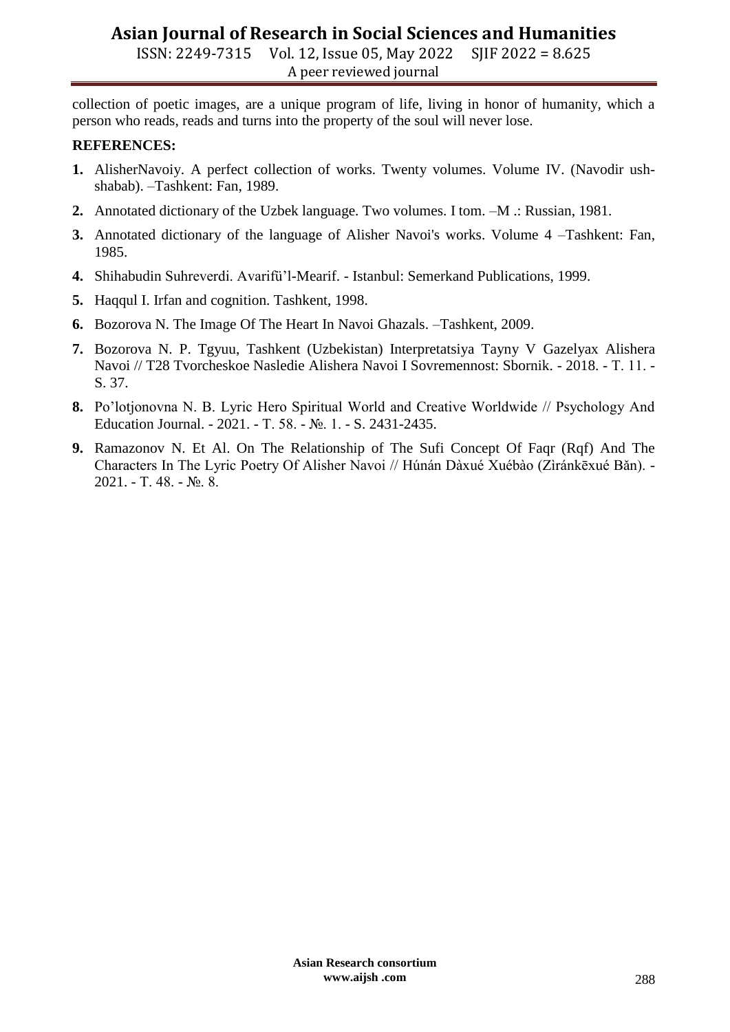collection of poetic images, are a unique program of life, living in honor of humanity, which a person who reads, reads and turns into the property of the soul will never lose.

**REFERENCES:**

1. AlisherNavoiy. A perfect collection of works. Twenty volumes. Volume IV. (Navodir ush-shabab). –Tashkent: Fan, 1989.
2. Annotated dictionary of the Uzbek language. Two volumes. I tom. –M .: Russian, 1981.
3. Annotated dictionary of the language of Alisher Navoi's works. Volume 4 –Tashkent: Fan, 1985.
4. Shihabudin Suhreverdi. Avarifü'l-Mearif. - Istanbul: Semerkand Publications, 1999.
5. Haqqul I. Irfan and cognition. Tashkent, 1998.
6. Bozorova N. The Image Of The Heart In Navoi Ghazals. –Tashkent, 2009.
7. Bozorova N. P. Tgyuu, Tashkent (Uzbekistan) Interpretatsiya Tayny V Gazelyax Alishera Navoi // T28 Tvorcheskoe Nasledie Alishera Navoi I Sovremennost: Sbornik. - 2018. - T. 11. - S. 37.
8. Po'lotjonovna N. B. Lyric Hero Spiritual World and Creative Worldwide // Psychology And Education Journal. - 2021. - T. 58. - №. 1. - S. 2431-2435.
9. Ramazonov N. Et Al. On The Relationship of The Sufi Concept Of Faqr (Rqf) And The Characters In The Lyric Poetry Of Alisher Navoi // Húnán Dàxué Xuébào (Zìránkēxué Bǎn). - 2021. - T. 48. - №. 8.